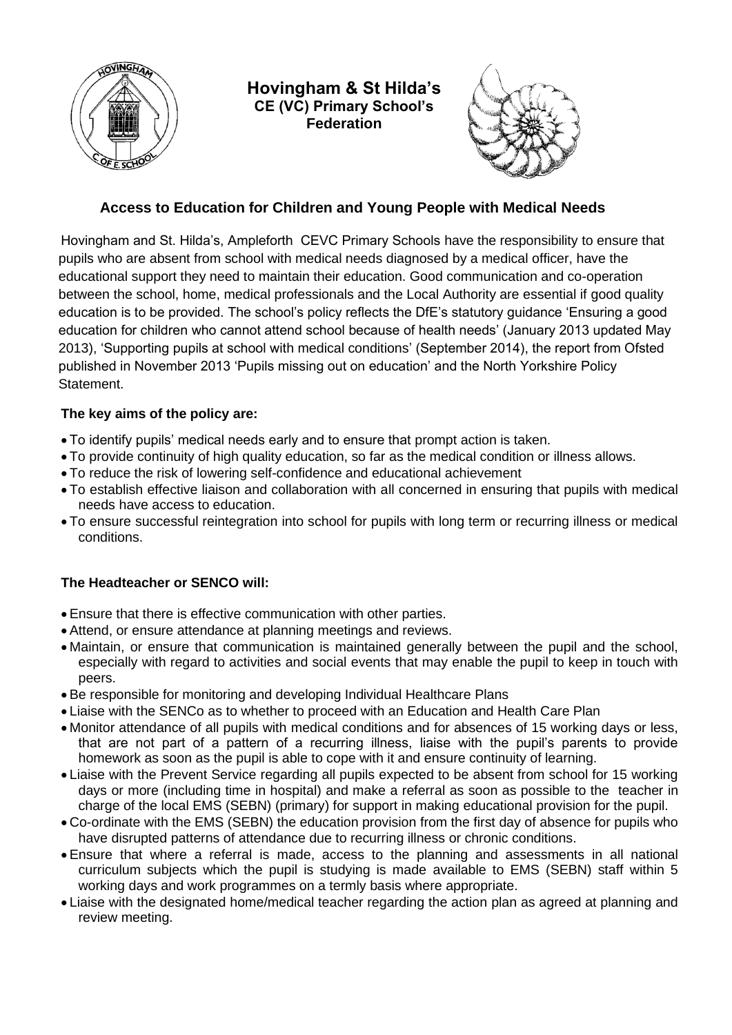# Hovingham & St Hilda's
**CE (VC) Primary School's Federation**

## Access to Education for Children and Young People with Medical Needs

Hovingham and St. Hilda's, Ampleforth CEVC Primary Schools have the responsibility to ensure that pupils who are absent from school with medical needs diagnosed by a medical officer, have the educational support they need to maintain their education. Good communication and co-operation between the school, home, medical professionals and the Local Authority are essential if good quality education is to be provided. The school's policy reflects the DfE's statutory guidance 'Ensuring a good education for children who cannot attend school because of health needs' (January 2013 updated May 2013), 'Supporting pupils at school with medical conditions' (September 2014), the report from Ofsted published in November 2013 'Pupils missing out on education' and the North Yorkshire Policy Statement.

### The key aims of the policy are:

- To identify pupils' medical needs early and to ensure that prompt action is taken.
- To provide continuity of high quality education, so far as the medical condition or illness allows.
- To reduce the risk of lowering self-confidence and educational achievement
- To establish effective liaison and collaboration with all concerned in ensuring that pupils with medical needs have access to education.
- To ensure successful reintegration into school for pupils with long term or recurring illness or medical conditions.

### The Headteacher or SENCO will:

- Ensure that there is effective communication with other parties.
- Attend, or ensure attendance at planning meetings and reviews.
- Maintain, or ensure that communication is maintained generally between the pupil and the school, especially with regard to activities and social events that may enable the pupil to keep in touch with peers.
- Be responsible for monitoring and developing Individual Healthcare Plans
- Liaise with the SENCo as to whether to proceed with an Education and Health Care Plan
- Monitor attendance of all pupils with medical conditions and for absences of 15 working days or less, that are not part of a pattern of a recurring illness, liaise with the pupil's parents to provide homework as soon as the pupil is able to cope with it and ensure continuity of learning.
- Liaise with the Prevent Service regarding all pupils expected to be absent from school for 15 working days or more (including time in hospital) and make a referral as soon as possible to the teacher in charge of the local EMS (SEBN) (primary) for support in making educational provision for the pupil.
- Co-ordinate with the EMS (SEBN) the education provision from the first day of absence for pupils who have disrupted patterns of attendance due to recurring illness or chronic conditions.
- Ensure that where a referral is made, access to the planning and assessments in all national curriculum subjects which the pupil is studying is made available to EMS (SEBN) staff within 5 working days and work programmes on a termly basis where appropriate.
- Liaise with the designated home/medical teacher regarding the action plan as agreed at planning and review meeting.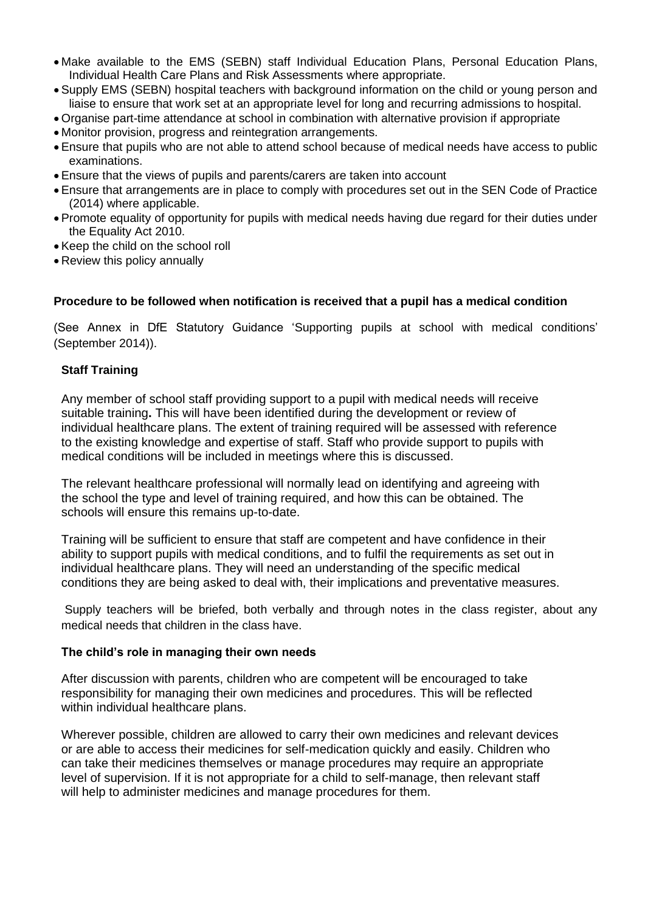- Make available to the EMS (SEBN) staff Individual Education Plans, Personal Education Plans, Individual Health Care Plans and Risk Assessments where appropriate.
- Supply EMS (SEBN) hospital teachers with background information on the child or young person and liaise to ensure that work set at an appropriate level for long and recurring admissions to hospital.
- Organise part-time attendance at school in combination with alternative provision if appropriate
- Monitor provision, progress and reintegration arrangements.
- Ensure that pupils who are not able to attend school because of medical needs have access to public examinations.
- Ensure that the views of pupils and parents/carers are taken into account
- Ensure that arrangements are in place to comply with procedures set out in the SEN Code of Practice (2014) where applicable.
- Promote equality of opportunity for pupils with medical needs having due regard for their duties under the Equality Act 2010.
- Keep the child on the school roll
- Review this policy annually

**Procedure to be followed when notification is received that a pupil has a medical condition**

(See Annex in DfE Statutory Guidance 'Supporting pupils at school with medical conditions' (September 2014)).

**Staff Training**

Any member of school staff providing support to a pupil with medical needs will receive suitable training**.** This will have been identified during the development or review of individual healthcare plans. The extent of training required will be assessed with reference to the existing knowledge and expertise of staff. Staff who provide support to pupils with medical conditions will be included in meetings where this is discussed.

The relevant healthcare professional will normally lead on identifying and agreeing with the school the type and level of training required, and how this can be obtained. The schools will ensure this remains up-to-date.

Training will be sufficient to ensure that staff are competent and have confidence in their ability to support pupils with medical conditions, and to fulfil the requirements as set out in individual healthcare plans. They will need an understanding of the specific medical conditions they are being asked to deal with, their implications and preventative measures.

Supply teachers will be briefed, both verbally and through notes in the class register, about any medical needs that children in the class have.

**The child's role in managing their own needs**

After discussion with parents, children who are competent will be encouraged to take responsibility for managing their own medicines and procedures. This will be reflected within individual healthcare plans.

Wherever possible, children are allowed to carry their own medicines and relevant devices or are able to access their medicines for self-medication quickly and easily. Children who can take their medicines themselves or manage procedures may require an appropriate level of supervision. If it is not appropriate for a child to self-manage, then relevant staff will help to administer medicines and manage procedures for them.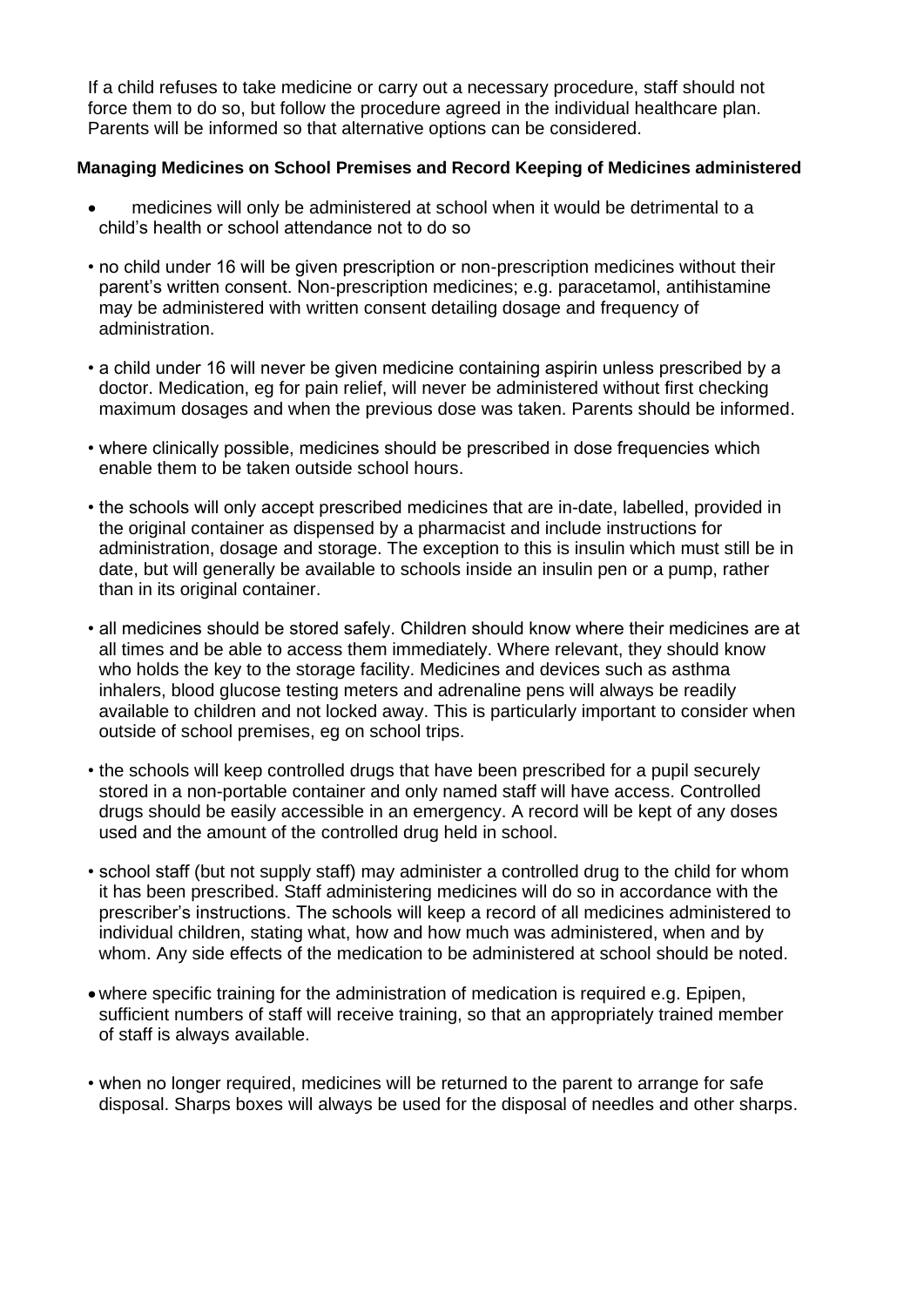If a child refuses to take medicine or carry out a necessary procedure, staff should not force them to do so, but follow the procedure agreed in the individual healthcare plan. Parents will be informed so that alternative options can be considered.

**Managing Medicines on School Premises and Record Keeping of Medicines administered**

- medicines will only be administered at school when it would be detrimental to a child's health or school attendance not to do so
- no child under 16 will be given prescription or non-prescription medicines without their parent's written consent. Non-prescription medicines; e.g. paracetamol, antihistamine may be administered with written consent detailing dosage and frequency of administration.
- a child under 16 will never be given medicine containing aspirin unless prescribed by a doctor. Medication, eg for pain relief, will never be administered without first checking maximum dosages and when the previous dose was taken. Parents should be informed.
- where clinically possible, medicines should be prescribed in dose frequencies which enable them to be taken outside school hours.
- the schools will only accept prescribed medicines that are in-date, labelled, provided in the original container as dispensed by a pharmacist and include instructions for administration, dosage and storage. The exception to this is insulin which must still be in date, but will generally be available to schools inside an insulin pen or a pump, rather than in its original container.
- all medicines should be stored safely. Children should know where their medicines are at all times and be able to access them immediately. Where relevant, they should know who holds the key to the storage facility. Medicines and devices such as asthma inhalers, blood glucose testing meters and adrenaline pens will always be readily available to children and not locked away. This is particularly important to consider when outside of school premises, eg on school trips.
- the schools will keep controlled drugs that have been prescribed for a pupil securely stored in a non-portable container and only named staff will have access. Controlled drugs should be easily accessible in an emergency. A record will be kept of any doses used and the amount of the controlled drug held in school.
- school staff (but not supply staff) may administer a controlled drug to the child for whom it has been prescribed. Staff administering medicines will do so in accordance with the prescriber's instructions. The schools will keep a record of all medicines administered to individual children, stating what, how and how much was administered, when and by whom. Any side effects of the medication to be administered at school should be noted.
- where specific training for the administration of medication is required e.g. Epipen, sufficient numbers of staff will receive training, so that an appropriately trained member of staff is always available.
- when no longer required, medicines will be returned to the parent to arrange for safe disposal. Sharps boxes will always be used for the disposal of needles and other sharps.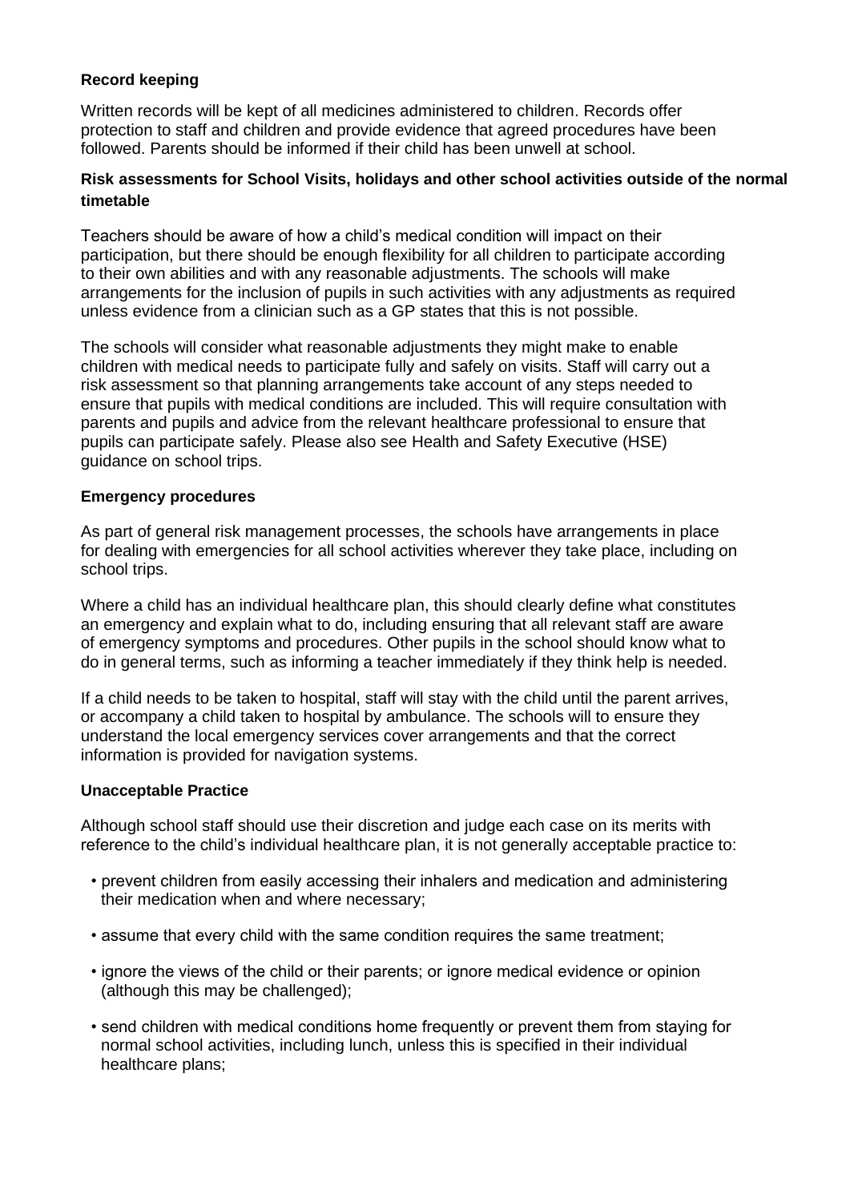**Record keeping**

Written records will be kept of all medicines administered to children. Records offer protection to staff and children and provide evidence that agreed procedures have been followed. Parents should be informed if their child has been unwell at school.

**Risk assessments for School Visits, holidays and other school activities outside of the normal timetable**

Teachers should be aware of how a child's medical condition will impact on their participation, but there should be enough flexibility for all children to participate according to their own abilities and with any reasonable adjustments. The schools will make arrangements for the inclusion of pupils in such activities with any adjustments as required unless evidence from a clinician such as a GP states that this is not possible.

The schools will consider what reasonable adjustments they might make to enable children with medical needs to participate fully and safely on visits. Staff will carry out a risk assessment so that planning arrangements take account of any steps needed to ensure that pupils with medical conditions are included. This will require consultation with parents and pupils and advice from the relevant healthcare professional to ensure that pupils can participate safely. Please also see Health and Safety Executive (HSE) guidance on school trips.

**Emergency procedures**

As part of general risk management processes, the schools have arrangements in place for dealing with emergencies for all school activities wherever they take place, including on school trips.

Where a child has an individual healthcare plan, this should clearly define what constitutes an emergency and explain what to do, including ensuring that all relevant staff are aware of emergency symptoms and procedures. Other pupils in the school should know what to do in general terms, such as informing a teacher immediately if they think help is needed.

If a child needs to be taken to hospital, staff will stay with the child until the parent arrives, or accompany a child taken to hospital by ambulance. The schools will to ensure they understand the local emergency services cover arrangements and that the correct information is provided for navigation systems.

**Unacceptable Practice**

Although school staff should use their discretion and judge each case on its merits with reference to the child's individual healthcare plan, it is not generally acceptable practice to:

- prevent children from easily accessing their inhalers and medication and administering their medication when and where necessary;
- assume that every child with the same condition requires the same treatment;
- ignore the views of the child or their parents; or ignore medical evidence or opinion (although this may be challenged);
- send children with medical conditions home frequently or prevent them from staying for normal school activities, including lunch, unless this is specified in their individual healthcare plans;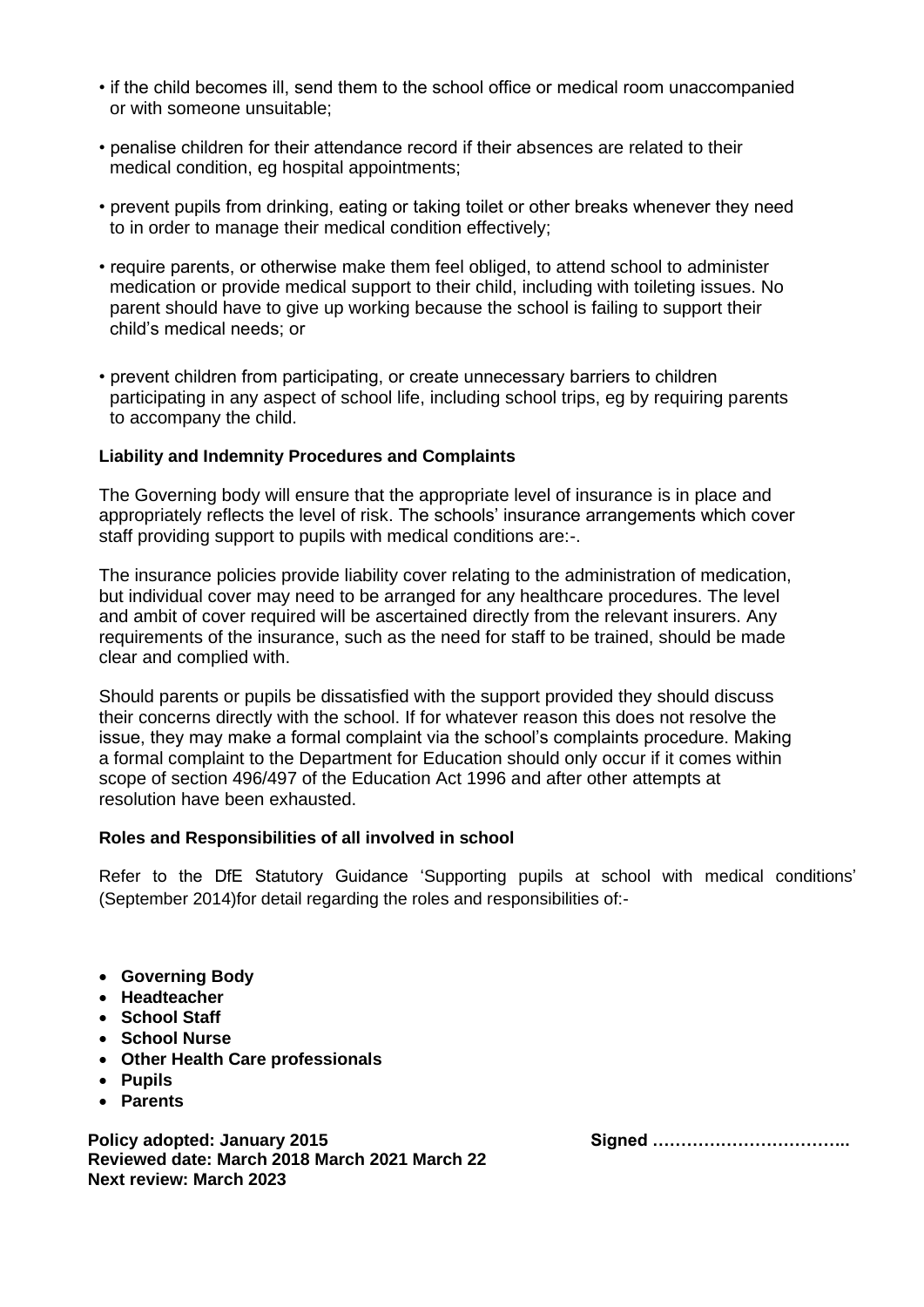- if the child becomes ill, send them to the school office or medical room unaccompanied or with someone unsuitable;
- penalise children for their attendance record if their absences are related to their medical condition, eg hospital appointments;
- prevent pupils from drinking, eating or taking toilet or other breaks whenever they need to in order to manage their medical condition effectively;
- require parents, or otherwise make them feel obliged, to attend school to administer medication or provide medical support to their child, including with toileting issues. No parent should have to give up working because the school is failing to support their child's medical needs; or
- prevent children from participating, or create unnecessary barriers to children participating in any aspect of school life, including school trips, eg by requiring parents to accompany the child.

**Liability and Indemnity Procedures and Complaints**

The Governing body will ensure that the appropriate level of insurance is in place and appropriately reflects the level of risk. The schools' insurance arrangements which cover staff providing support to pupils with medical conditions are:-.

The insurance policies provide liability cover relating to the administration of medication, but individual cover may need to be arranged for any healthcare procedures. The level and ambit of cover required will be ascertained directly from the relevant insurers. Any requirements of the insurance, such as the need for staff to be trained, should be made clear and complied with.

Should parents or pupils be dissatisfied with the support provided they should discuss their concerns directly with the school. If for whatever reason this does not resolve the issue, they may make a formal complaint via the school's complaints procedure. Making a formal complaint to the Department for Education should only occur if it comes within scope of section 496/497 of the Education Act 1996 and after other attempts at resolution have been exhausted.

**Roles and Responsibilities of all involved in school**

Refer to the DfE Statutory Guidance 'Supporting pupils at school with medical conditions' (September 2014)for detail regarding the roles and responsibilities of:-

- **Governing Body**
- **Headteacher**
- **School Staff**
- **School Nurse**
- **Other Health Care professionals**
- **Pupils**
- **Parents**

**Policy adopted: January 2015** **Signed ……………………………..**
**Reviewed date: March 2018 March 2021 March 22**
**Next review: March 2023**